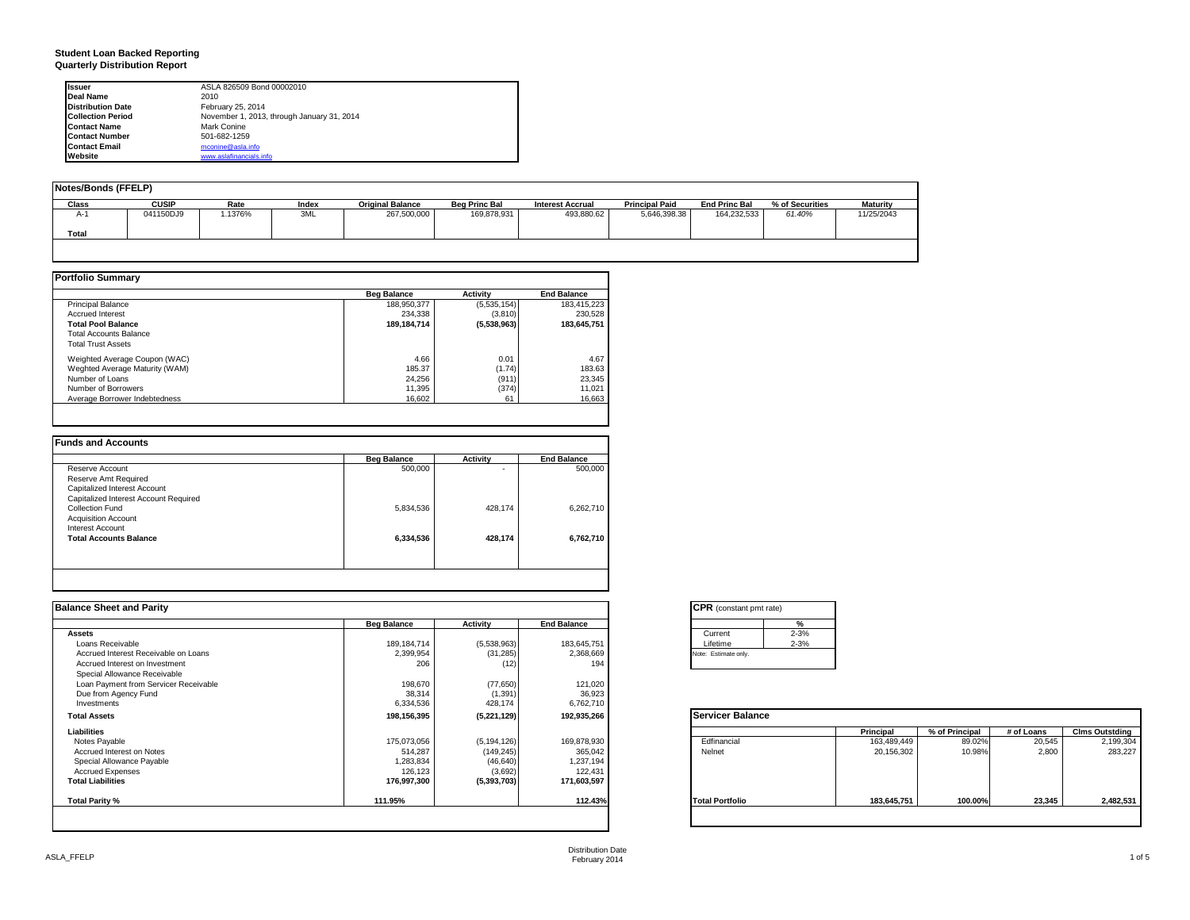**Student Loan Backed Reporting**
**Quarterly Distribution Report**

| | |
|---|---|
| **Issuer** | ASLA 826509 Bond 00002010 |
| **Deal Name** | 2010 |
| **Distribution Date** | February 25, 2014 |
| **Collection Period** | November 1, 2013, through January 31, 2014 |
| **Contact Name** | Mark Conine |
| **Contact Number** | 501-682-1259 |
| **Contact Email** | mconine@asla.info |
| **Website** | www.aslafinancials.info |

**Notes/Bonds (FFELP)**

| Class | CUSIP | Rate | Index | Original Balance | Beg Princ Bal | Interest Accrual | Principal Paid | End Princ Bal | % of Securities | Maturity |
|---|---|---|---|---|---|---|---|---|---|---|
| A-1 | 041150DJ9 | 1.1376% | 3ML | 267,500,000 | 169,878,931 | 493,880.62 | 5,646,398.38 | 164,232,533 | 61.40% | 11/25/2043 |
| **Total** | | | | | | | | | | |

**Portfolio Summary**

| | Beg Balance | Activity | End Balance |
|---|---|---|---|
| Principal Balance | 188,950,377 | (5,535,154) | 183,415,223 |
| Accrued Interest | 234,338 | (3,810) | 230,528 |
| **Total Pool Balance** | **189,184,714** | **(5,538,963)** | **183,645,751** |
| Total Accounts Balance | | | |
| Total Trust Assets | | | |
| Weighted Average Coupon (WAC) | 4.66 | 0.01 | 4.67 |
| Weghted Average Maturity (WAM) | 185.37 | (1.74) | 183.63 |
| Number of Loans | 24,256 | (911) | 23,345 |
| Number of Borrowers | 11,395 | (374) | 11,021 |
| Average Borrower Indebtedness | 16,602 | 61 | 16,663 |

**Funds and Accounts**

| | Beg Balance | Activity | End Balance |
|---|---|---|---|
| Reserve Account | 500,000 | - | 500,000 |
| Reserve Amt Required | | | |
| Capitalized Interest Account | | | |
| Capitalized Interest Account Required | | | |
| Collection Fund | 5,834,536 | 428,174 | 6,262,710 |
| Acquisition Account | | | |
| Interest Account | | | |
| **Total Accounts Balance** | **6,334,536** | **428,174** | **6,762,710** |

**Balance Sheet and Parity**

| | Beg Balance | Activity | End Balance |
|---|---|---|---|
| **Assets** | | | |
| Loans Receivable | 189,184,714 | (5,538,963) | 183,645,751 |
| Accrued Interest Receivable on Loans | 2,399,954 | (31,285) | 2,368,669 |
| Accrued Interest on Investment | 206 | (12) | 194 |
| Special Allowance Receivable | | | |
| Loan Payment from Servicer Receivable | 198,670 | (77,650) | 121,020 |
| Due from Agency Fund | 38,314 | (1,391) | 36,923 |
| Investments | 6,334,536 | 428,174 | 6,762,710 |
| **Total Assets** | **198,156,395** | **(5,221,129)** | **192,935,266** |
| **Liabilities** | | | |
| Notes Payable | 175,073,056 | (5,194,126) | 169,878,930 |
| Accrued Interest on Notes | 514,287 | (149,245) | 365,042 |
| Special Allowance Payable | 1,283,834 | (46,640) | 1,237,194 |
| Accrued Expenses | 126,123 | (3,692) | 122,431 |
| **Total Liabilities** | **176,997,300** | **(5,393,703)** | **171,603,597** |
| **Total Parity %** | **111.95%** | | **112.43%** |

**CPR** (constant pmt rate)

| | % |
|---|---|
| Current | 2-3% |
| Lifetime | 2-3% |

Note: Estimate only.

**Servicer Balance**

| | Principal | % of Principal | # of Loans | Clms Outstding |
|---|---|---|---|---|
| Edfinancial | 163,489,449 | 89.02% | 20,545 | 2,199,304 |
| Nelnet | 20,156,302 | 10.98% | 2,800 | 283,227 |
| **Total Portfolio** | **183,645,751** | **100.00%** | **23,345** | **2,482,531** |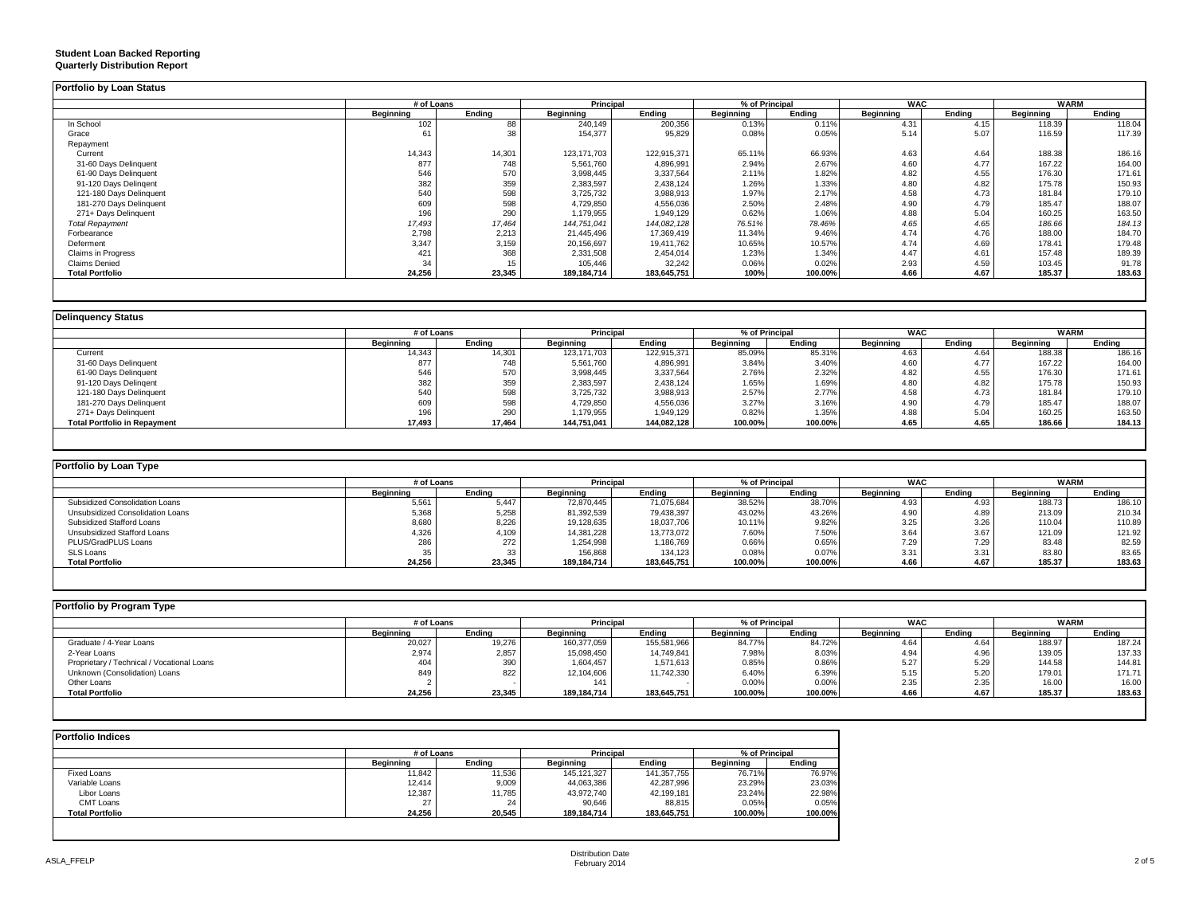**Student Loan Backed Reporting**
**Quarterly Distribution Report**

## Portfolio by Loan Status

| | # of Loans | | Principal | | % of Principal | | WAC | | WARM | |
|---|---|---|---|---|---|---|---|---|---|---|
| | Beginning | Ending | Beginning | Ending | Beginning | Ending | Beginning | Ending | Beginning | Ending |
| In School | 102 | 88 | 240,149 | 200,356 | 0.13% | 0.11% | 4.31 | 4.15 | 118.39 | 118.04 |
| Grace | 61 | 38 | 154,377 | 95,829 | 0.08% | 0.05% | 5.14 | 5.07 | 116.59 | 117.39 |
| Repayment | | | | | | | | | | |
| Current | 14,343 | 14,301 | 123,171,703 | 122,915,371 | 65.11% | 66.93% | 4.63 | 4.64 | 188.38 | 186.16 |
| 31-60 Days Delinquent | 877 | 748 | 5,561,760 | 4,896,991 | 2.94% | 2.67% | 4.60 | 4.77 | 167.22 | 164.00 |
| 61-90 Days Delinquent | 546 | 570 | 3,998,445 | 3,337,564 | 2.11% | 1.82% | 4.82 | 4.55 | 176.30 | 171.61 |
| 91-120 Days Delinqent | 382 | 359 | 2,383,597 | 2,438,124 | 1.26% | 1.33% | 4.80 | 4.82 | 175.78 | 150.93 |
| 121-180 Days Delinquent | 540 | 598 | 3,725,732 | 3,988,913 | 1.97% | 2.17% | 4.58 | 4.73 | 181.84 | 179.10 |
| 181-270 Days Delinquent | 609 | 598 | 4,729,850 | 4,556,036 | 2.50% | 2.48% | 4.90 | 4.79 | 185.47 | 188.07 |
| 271+ Days Delinquent | 196 | 290 | 1,179,955 | 1,949,129 | 0.62% | 1.06% | 4.88 | 5.04 | 160.25 | 163.50 |
| *Total Repayment* | *17,493* | *17,464* | *144,751,041* | *144,082,128* | *76.51%* | *78.46%* | *4.65* | *4.65* | *186.66* | *184.13* |
| Forbearance | 2,798 | 2,213 | 21,445,496 | 17,369,419 | 11.34% | 9.46% | 4.74 | 4.76 | 188.00 | 184.70 |
| Deferment | 3,347 | 3,159 | 20,156,697 | 19,411,762 | 10.65% | 10.57% | 4.74 | 4.69 | 178.41 | 179.48 |
| Claims in Progress | 421 | 368 | 2,331,508 | 2,454,014 | 1.23% | 1.34% | 4.47 | 4.61 | 157.48 | 189.39 |
| Claims Denied | 34 | 15 | 105,446 | 32,242 | 0.06% | 0.02% | 2.93 | 4.59 | 103.45 | 91.78 |
| **Total Portfolio** | **24,256** | **23,345** | **189,184,714** | **183,645,751** | **100%** | **100.00%** | **4.66** | **4.67** | **185.37** | **183.63** |

## Delinquency Status

| | # of Loans | | Principal | | % of Principal | | WAC | | WARM | |
|---|---|---|---|---|---|---|---|---|---|---|
| | Beginning | Ending | Beginning | Ending | Beginning | Ending | Beginning | Ending | Beginning | Ending |
| Current | 14,343 | 14,301 | 123,171,703 | 122,915,371 | 85.09% | 85.31% | 4.63 | 4.64 | 188.38 | 186.16 |
| 31-60 Days Delinquent | 877 | 748 | 5,561,760 | 4,896,991 | 3.84% | 3.40% | 4.60 | 4.77 | 167.22 | 164.00 |
| 61-90 Days Delinquent | 546 | 570 | 3,998,445 | 3,337,564 | 2.76% | 2.32% | 4.82 | 4.55 | 176.30 | 171.61 |
| 91-120 Days Delinqent | 382 | 359 | 2,383,597 | 2,438,124 | 1.65% | 1.69% | 4.80 | 4.82 | 175.78 | 150.93 |
| 121-180 Days Delinquent | 540 | 598 | 3,725,732 | 3,988,913 | 2.57% | 2.77% | 4.58 | 4.73 | 181.84 | 179.10 |
| 181-270 Days Delinquent | 609 | 598 | 4,729,850 | 4,556,036 | 3.27% | 3.16% | 4.90 | 4.79 | 185.47 | 188.07 |
| 271+ Days Delinquent | 196 | 290 | 1,179,955 | 1,949,129 | 0.82% | 1.35% | 4.88 | 5.04 | 160.25 | 163.50 |
| **Total Portfolio in Repayment** | **17,493** | **17,464** | **144,751,041** | **144,082,128** | **100.00%** | **100.00%** | **4.65** | **4.65** | **186.66** | **184.13** |

## Portfolio by Loan Type

| | # of Loans | | Principal | | % of Principal | | WAC | | WARM | |
|---|---|---|---|---|---|---|---|---|---|---|
| | Beginning | Ending | Beginning | Ending | Beginning | Ending | Beginning | Ending | Beginning | Ending |
| Subsidized Consolidation Loans | 5,561 | 5,447 | 72,870,445 | 71,075,684 | 38.52% | 38.70% | 4.93 | 4.93 | 188.73 | 186.10 |
| Unsubsidized Consolidation Loans | 5,368 | 5,258 | 81,392,539 | 79,438,397 | 43.02% | 43.26% | 4.90 | 4.89 | 213.09 | 210.34 |
| Subsidized Stafford Loans | 8,680 | 8,226 | 19,128,635 | 18,037,706 | 10.11% | 9.82% | 3.25 | 3.26 | 110.04 | 110.89 |
| Unsubsidized Stafford Loans | 4,326 | 4,109 | 14,381,228 | 13,773,072 | 7.60% | 7.50% | 3.64 | 3.67 | 121.09 | 121.92 |
| PLUS/GradPLUS Loans | 286 | 272 | 1,254,998 | 1,186,769 | 0.66% | 0.65% | 7.29 | 7.29 | 83.48 | 82.59 |
| SLS Loans | 35 | 33 | 156,868 | 134,123 | 0.08% | 0.07% | 3.31 | 3.31 | 83.80 | 83.65 |
| **Total Portfolio** | **24,256** | **23,345** | **189,184,714** | **183,645,751** | **100.00%** | **100.00%** | **4.66** | **4.67** | **185.37** | **183.63** |

## Portfolio by Program Type

| | # of Loans | | Principal | | % of Principal | | WAC | | WARM | |
|---|---|---|---|---|---|---|---|---|---|---|
| | Beginning | Ending | Beginning | Ending | Beginning | Ending | Beginning | Ending | Beginning | Ending |
| Graduate / 4-Year Loans | 20,027 | 19,276 | 160,377,059 | 155,581,966 | 84.77% | 84.72% | 4.64 | 4.64 | 188.97 | 187.24 |
| 2-Year Loans | 2,974 | 2,857 | 15,098,450 | 14,749,841 | 7.98% | 8.03% | 4.94 | 4.96 | 139.05 | 137.33 |
| Proprietary / Technical / Vocational Loans | 404 | 390 | 1,604,457 | 1,571,613 | 0.85% | 0.86% | 5.27 | 5.29 | 144.58 | 144.81 |
| Unknown (Consolidation) Loans | 849 | 822 | 12,104,606 | 11,742,330 | 6.40% | 6.39% | 5.15 | 5.20 | 179.01 | 171.71 |
| Other Loans | 2 | - | 141 | - | 0.00% | 0.00% | 2.35 | 2.35 | 16.00 | 16.00 |
| **Total Portfolio** | **24,256** | **23,345** | **189,184,714** | **183,645,751** | **100.00%** | **100.00%** | **4.66** | **4.67** | **185.37** | **183.63** |

## Portfolio Indices

| | # of Loans | | Principal | | % of Principal | |
|---|---|---|---|---|---|---|
| | Beginning | Ending | Beginning | Ending | Beginning | Ending |
| Fixed Loans | 11,842 | 11,536 | 145,121,327 | 141,357,755 | 76.71% | 76.97% |
| Variable Loans | 12,414 | 9,009 | 44,063,386 | 42,287,996 | 23.29% | 23.03% |
| Libor Loans | 12,387 | 11,785 | 43,972,740 | 42,199,181 | 23.24% | 22.98% |
| CMT Loans | 27 | 24 | 90,646 | 88,815 | 0.05% | 0.05% |
| **Total Portfolio** | **24,256** | **20,545** | **189,184,714** | **183,645,751** | **100.00%** | **100.00%** |

ASLA_FFELP

Distribution Date
February 2014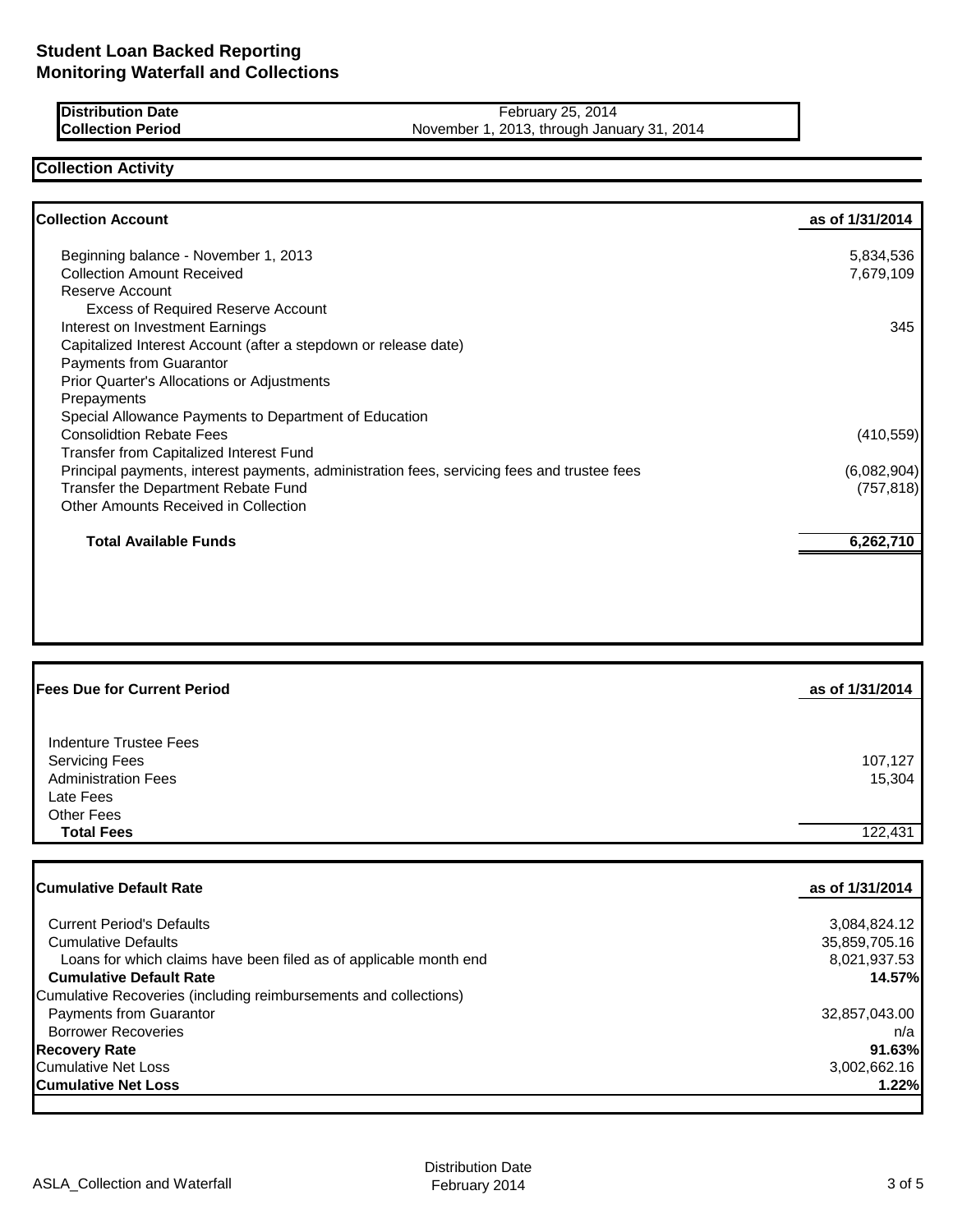# Student Loan Backed Reporting
## Monitoring Waterfall and Collections

| | |
|---|---|
| **Distribution Date** | February 25, 2014 |
| **Collection Period** | November 1, 2013, through January 31, 2014 |

## Collection Activity

| **Collection Account** | **as of 1/31/2014** |
|---|---|
| Beginning balance - November 1, 2013 | 5,834,536 |
| Collection Amount Received | 7,679,109 |
| Reserve Account | |
| Excess of Required Reserve Account | |
| Interest on Investment Earnings | 345 |
| Capitalized Interest Account (after a stepdown or release date) | |
| Payments from Guarantor | |
| Prior Quarter's Allocations or Adjustments | |
| Prepayments | |
| Special Allowance Payments to Department of Education | |
| Consolidtion Rebate Fees | (410,559) |
| Transfer from Capitalized Interest Fund | |
| Principal payments, interest payments, administration fees, servicing fees and trustee fees | (6,082,904) |
| Transfer the Department Rebate Fund | (757,818) |
| Other Amounts Received in Collection | |
| **Total Available Funds** | **6,262,710** |

| **Fees Due for Current Period** | **as of 1/31/2014** |
|---|---|
| Indenture Trustee Fees | |
| Servicing Fees | 107,127 |
| Administration Fees | 15,304 |
| Late Fees | |
| Other Fees | |
| **Total Fees** | 122,431 |

| **Cumulative Default Rate** | **as of 1/31/2014** |
|---|---|
| Current Period's Defaults | 3,084,824.12 |
| Cumulative Defaults | 35,859,705.16 |
| Loans for which claims have been filed as of applicable month end | 8,021,937.53 |
| **Cumulative Default Rate** | **14.57%** |
| Cumulative Recoveries (including reimbursements and collections) | |
| Payments from Guarantor | 32,857,043.00 |
| Borrower Recoveries | n/a |
| **Recovery Rate** | **91.63%** |
| Cumulative Net Loss | 3,002,662.16 |
| **Cumulative Net Loss** | **1.22%** |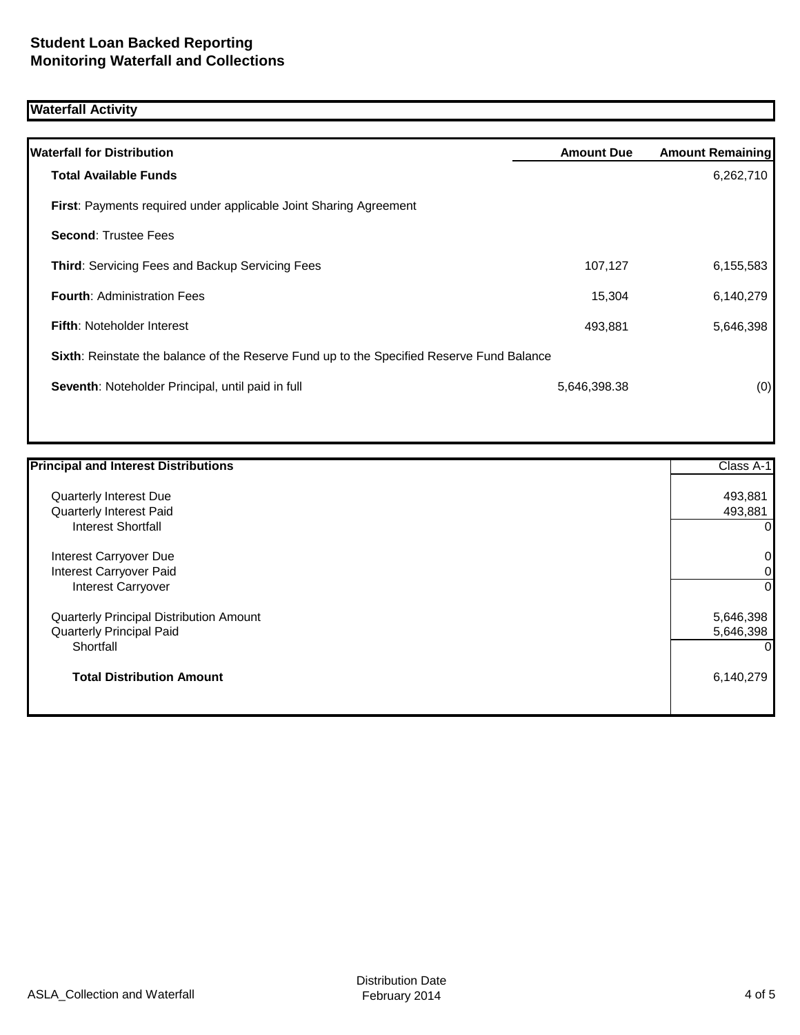## Student Loan Backed Reporting
## Monitoring Waterfall and Collections

### Waterfall Activity

| Waterfall for Distribution | Amount Due | Amount Remaining |
|---|---|---|
| **Total Available Funds** | | 6,262,710 |
| **First**: Payments required under applicable Joint Sharing Agreement | | |
| **Second**: Trustee Fees | | |
| **Third**: Servicing Fees and Backup Servicing Fees | 107,127 | 6,155,583 |
| **Fourth**: Administration Fees | 15,304 | 6,140,279 |
| **Fifth**: Noteholder Interest | 493,881 | 5,646,398 |
| **Sixth**: Reinstate the balance of the Reserve Fund up to the Specified Reserve Fund Balance | | |
| **Seventh**: Noteholder Principal, until paid in full | 5,646,398.38 | (0) |

| Principal and Interest Distributions | Class A-1 |
|---|---|
| Quarterly Interest Due | 493,881 |
| Quarterly Interest Paid | 493,881 |
| Interest Shortfall | 0 |
| Interest Carryover Due | 0 |
| Interest Carryover Paid | 0 |
| Interest Carryover | 0 |
| Quarterly Principal Distribution Amount | 5,646,398 |
| Quarterly Principal Paid | 5,646,398 |
| Shortfall | 0 |
| **Total Distribution Amount** | 6,140,279 |

ASLA_Collection and Waterfall

Distribution Date February 2014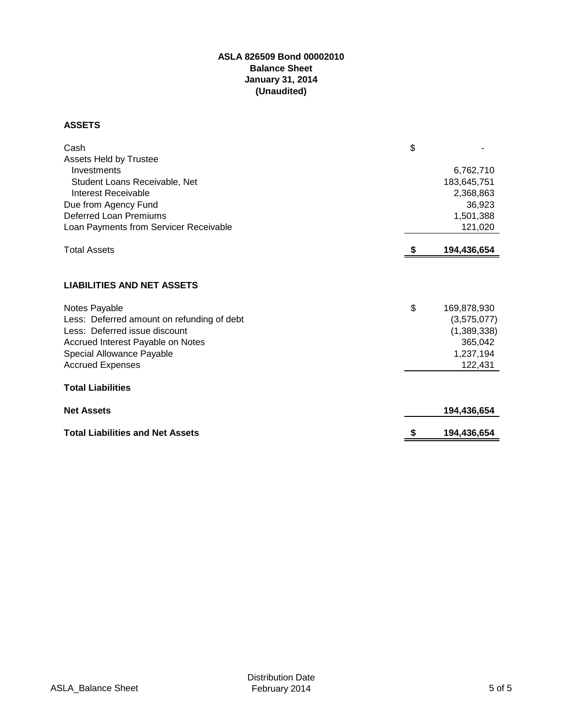**ASLA 826509 Bond 00002010**
**Balance Sheet**
**January 31, 2014**
**(Unaudited)**

**ASSETS**

| | | |
|---|---|---|
| Cash | $ | - |
| Assets Held by Trustee | | |
| Investments | | 6,762,710 |
| Student Loans Receivable, Net | | 183,645,751 |
| Interest Receivable | | 2,368,863 |
| Due from Agency Fund | | 36,923 |
| Deferred Loan Premiums | | 1,501,388 |
| Loan Payments from Servicer Receivable | | 121,020 |
| Total Assets | **$** | **194,436,654** |

**LIABILITIES AND NET ASSETS**

| | | |
|---|---|---|
| Notes Payable | $ | 169,878,930 |
| Less: Deferred amount on refunding of debt | | (3,575,077) |
| Less: Deferred issue discount | | (1,389,338) |
| Accrued Interest Payable on Notes | | 365,042 |
| Special Allowance Payable | | 1,237,194 |
| Accrued Expenses | | 122,431 |
| **Total Liabilities** | | |
| **Net Assets** | | **194,436,654** |
| **Total Liabilities and Net Assets** | **$** | **194,436,654** |

Distribution Date February 2014